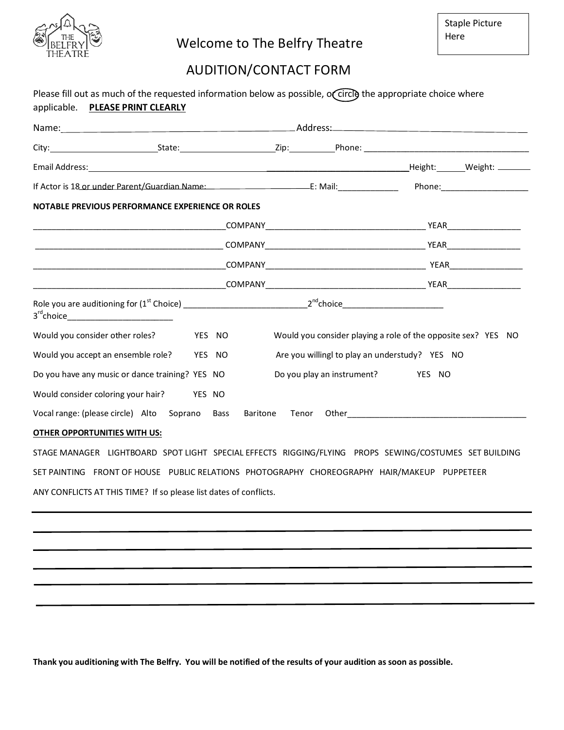Staple Picture Here

# Welcome to The Belfry Theatre

## AUDITION/CONTACT FORM

Please fill out as much of the requested information below as possible, or circle the appropriate choice where applicable. **PLEASE PRINT CLEARLY**

Name:________________________________________ Address:________________________________________

City:____________________ State:__________________ Zip:_________ Phone: __________________________________

Email Address:________________________________________________________ Height:______ Weight: ______

If Actor is 18 or under Parent/Guardian Name:____________________ E: Mail:_____________ Phone:___________________

**NOTABLE PREVIOUS PERFORMANCE EXPERIENCE OR ROLES**

_________________________________________ COMPANY__________________________________ YEAR________________

_________________________________________ COMPANY__________________________________ YEAR________________

_________________________________________ COMPANY__________________________________ YEAR________________

_________________________________________ COMPANY__________________________________ YEAR________________

Role you are auditioning for (1st Choice) __________________________ 2nd choice_____________________ 3rd choice_______________________

Would you consider other roles? YES NO

Would you consider playing a role of the opposite sex? YES NO

Would you accept an ensemble role? YES NO

Are you willingl to play an understudy? YES NO

Do you have any music or dance training? YES NO

Do you play an instrument? YES NO

Would consider coloring your hair? YES NO

Vocal range: (please circle) Alto Soprano Bass Baritone Tenor Other______________________________________

**OTHER OPPORTUNITIES WITH US:**

STAGE MANAGER LIGHTBOARD SPOT LIGHT SPECIAL EFFECTS RIGGING/FLYING PROPS SEWING/COSTUMES SET BUILDING SET PAINTING FRONT OF HOUSE PUBLIC RELATIONS PHOTOGRAPHY CHOREOGRAPHY HAIR/MAKEUP PUPPETEER

ANY CONFLICTS AT THIS TIME? If so please list dates of conflicts.

______________________________________________________________________________

______________________________________________________________________________

______________________________________________________________________________

______________________________________________________________________________

______________________________________________________________________________

______________________________________________________________________________

**Thank you auditioning with The Belfry. You will be notified of the results of your audition as soon as possible.**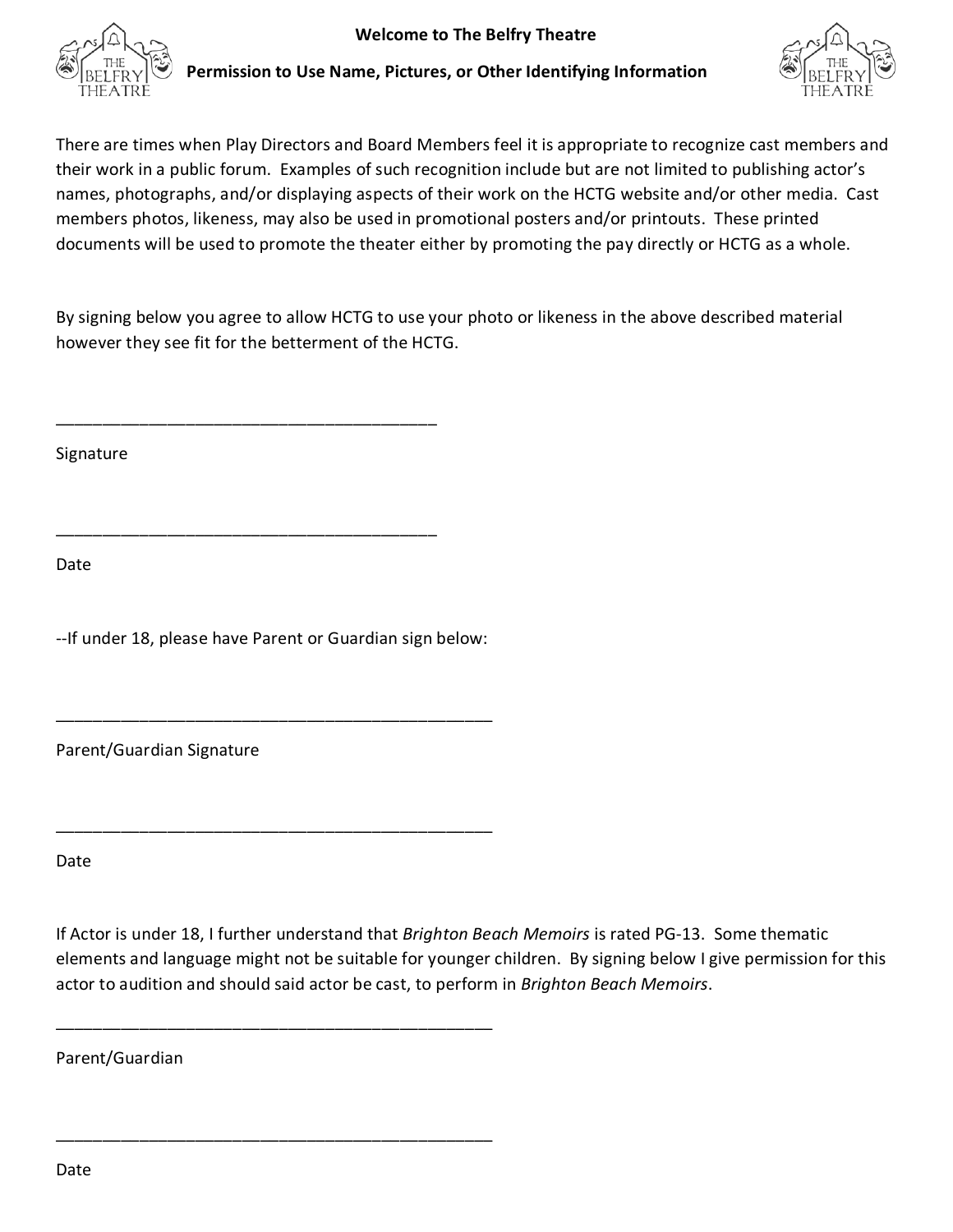**Welcome to The Belfry Theatre**

**Permission to Use Name, Pictures, or Other Identifying Information**

There are times when Play Directors and Board Members feel it is appropriate to recognize cast members and their work in a public forum. Examples of such recognition include but are not limited to publishing actor's names, photographs, and/or displaying aspects of their work on the HCTG website and/or other media. Cast members photos, likeness, may also be used in promotional posters and/or printouts. These printed documents will be used to promote the theater either by promoting the pay directly or HCTG as a whole.

By signing below you agree to allow HCTG to use your photo or likeness in the above described material however they see fit for the betterment of the HCTG.

\_\_\_\_\_\_\_\_\_\_\_\_\_\_\_\_\_\_\_\_\_\_\_\_\_\_\_\_\_\_\_\_\_\_\_\_\_\_\_\_

Signature

\_\_\_\_\_\_\_\_\_\_\_\_\_\_\_\_\_\_\_\_\_\_\_\_\_\_\_\_\_\_\_\_\_\_\_\_\_\_\_\_

Date

--If under 18, please have Parent or Guardian sign below:

\_\_\_\_\_\_\_\_\_\_\_\_\_\_\_\_\_\_\_\_\_\_\_\_\_\_\_\_\_\_\_\_\_\_\_\_\_\_\_\_\_\_\_\_\_\_

Parent/Guardian Signature

\_\_\_\_\_\_\_\_\_\_\_\_\_\_\_\_\_\_\_\_\_\_\_\_\_\_\_\_\_\_\_\_\_\_\_\_\_\_\_\_\_\_\_\_\_\_

Date

If Actor is under 18, I further understand that *Brighton Beach Memoirs* is rated PG-13. Some thematic elements and language might not be suitable for younger children. By signing below I give permission for this actor to audition and should said actor be cast, to perform in *Brighton Beach Memoirs*.

\_\_\_\_\_\_\_\_\_\_\_\_\_\_\_\_\_\_\_\_\_\_\_\_\_\_\_\_\_\_\_\_\_\_\_\_\_\_\_\_\_\_\_\_\_\_

Parent/Guardian

\_\_\_\_\_\_\_\_\_\_\_\_\_\_\_\_\_\_\_\_\_\_\_\_\_\_\_\_\_\_\_\_\_\_\_\_\_\_\_\_\_\_\_\_\_\_

Date